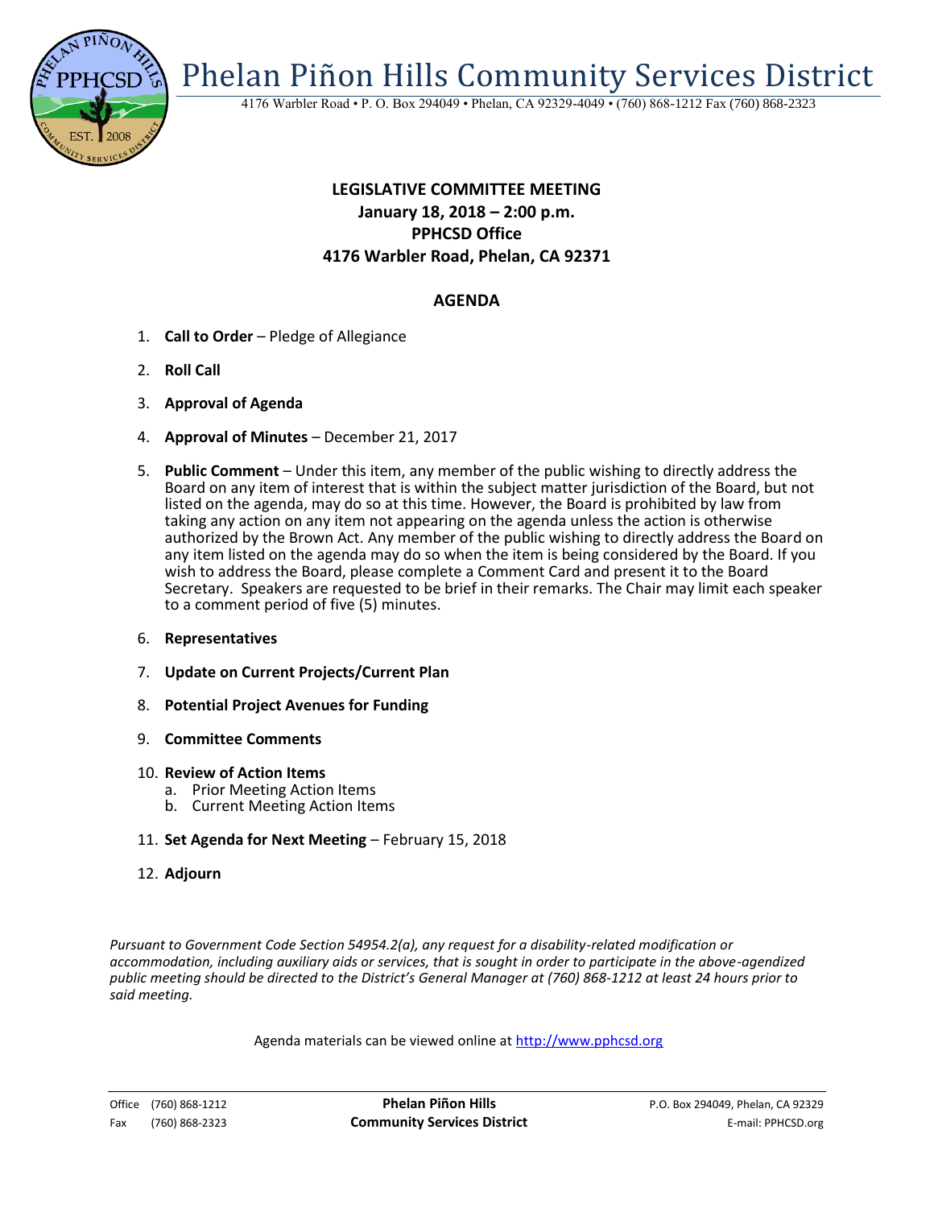# Phelan Piñon Hills Community Services District

4176 Warbler Road • P. O. Box 294049 • Phelan, CA 92329-4049 • (760) 868-1212 Fax (760) 868-2323

## LEGISLATIVE COMMITTEE MEETING
**January 18, 2018 – 2:00 p.m.**
**PPHCSD Office**
**4176 Warbler Road, Phelan, CA 92371**

## AGENDA

1. **Call to Order** – Pledge of Allegiance
2. **Roll Call**
3. **Approval of Agenda**
4. **Approval of Minutes** – December 21, 2017
5. **Public Comment** – Under this item, any member of the public wishing to directly address the Board on any item of interest that is within the subject matter jurisdiction of the Board, but not listed on the agenda, may do so at this time. However, the Board is prohibited by law from taking any action on any item not appearing on the agenda unless the action is otherwise authorized by the Brown Act. Any member of the public wishing to directly address the Board on any item listed on the agenda may do so when the item is being considered by the Board. If you wish to address the Board, please complete a Comment Card and present it to the Board Secretary. Speakers are requested to be brief in their remarks. The Chair may limit each speaker to a comment period of five (5) minutes.
6. **Representatives**
7. **Update on Current Projects/Current Plan**
8. **Potential Project Avenues for Funding**
9. **Committee Comments**
10. **Review of Action Items**
    a. Prior Meeting Action Items
    b. Current Meeting Action Items
11. **Set Agenda for Next Meeting** – February 15, 2018
12. **Adjourn**

*Pursuant to Government Code Section 54954.2(a), any request for a disability-related modification or accommodation, including auxiliary aids or services, that is sought in order to participate in the above-agendized public meeting should be directed to the District's General Manager at (760) 868-1212 at least 24 hours prior to said meeting.*

Agenda materials can be viewed online at http://www.pphcsd.org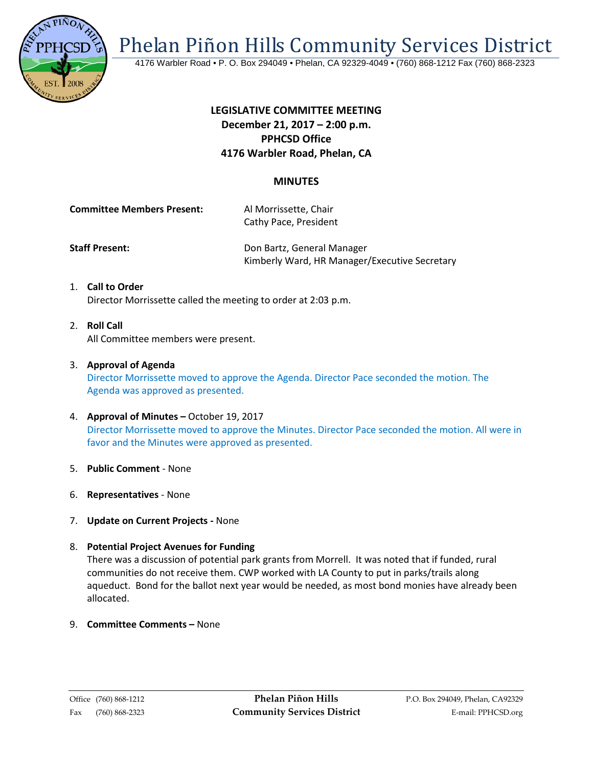# Phelan Piñon Hills Community Services District

4176 Warbler Road • P. O. Box 294049 • Phelan, CA 92329-4049 • (760) 868-1212 Fax (760) 868-2323

**LEGISLATIVE COMMITTEE MEETING**
**December 21, 2017 – 2:00 p.m.**
**PPHCSD Office**
**4176 Warbler Road, Phelan, CA**

## MINUTES

**Committee Members Present:** Al Morrissette, Chair
Cathy Pace, President

**Staff Present:** Don Bartz, General Manager
Kimberly Ward, HR Manager/Executive Secretary

1. **Call to Order**
   Director Morrissette called the meeting to order at 2:03 p.m.

2. **Roll Call**
   All Committee members were present.

3. **Approval of Agenda**
   Director Morrissette moved to approve the Agenda. Director Pace seconded the motion. The Agenda was approved as presented.

4. **Approval of Minutes –** October 19, 2017
   Director Morrissette moved to approve the Minutes. Director Pace seconded the motion. All were in favor and the Minutes were approved as presented.

5. **Public Comment** - None

6. **Representatives** - None

7. **Update on Current Projects -** None

8. **Potential Project Avenues for Funding**
   There was a discussion of potential park grants from Morrell. It was noted that if funded, rural communities do not receive them. CWP worked with LA County to put in parks/trails along aqueduct. Bond for the ballot next year would be needed, as most bond monies have already been allocated.

9. **Committee Comments –** None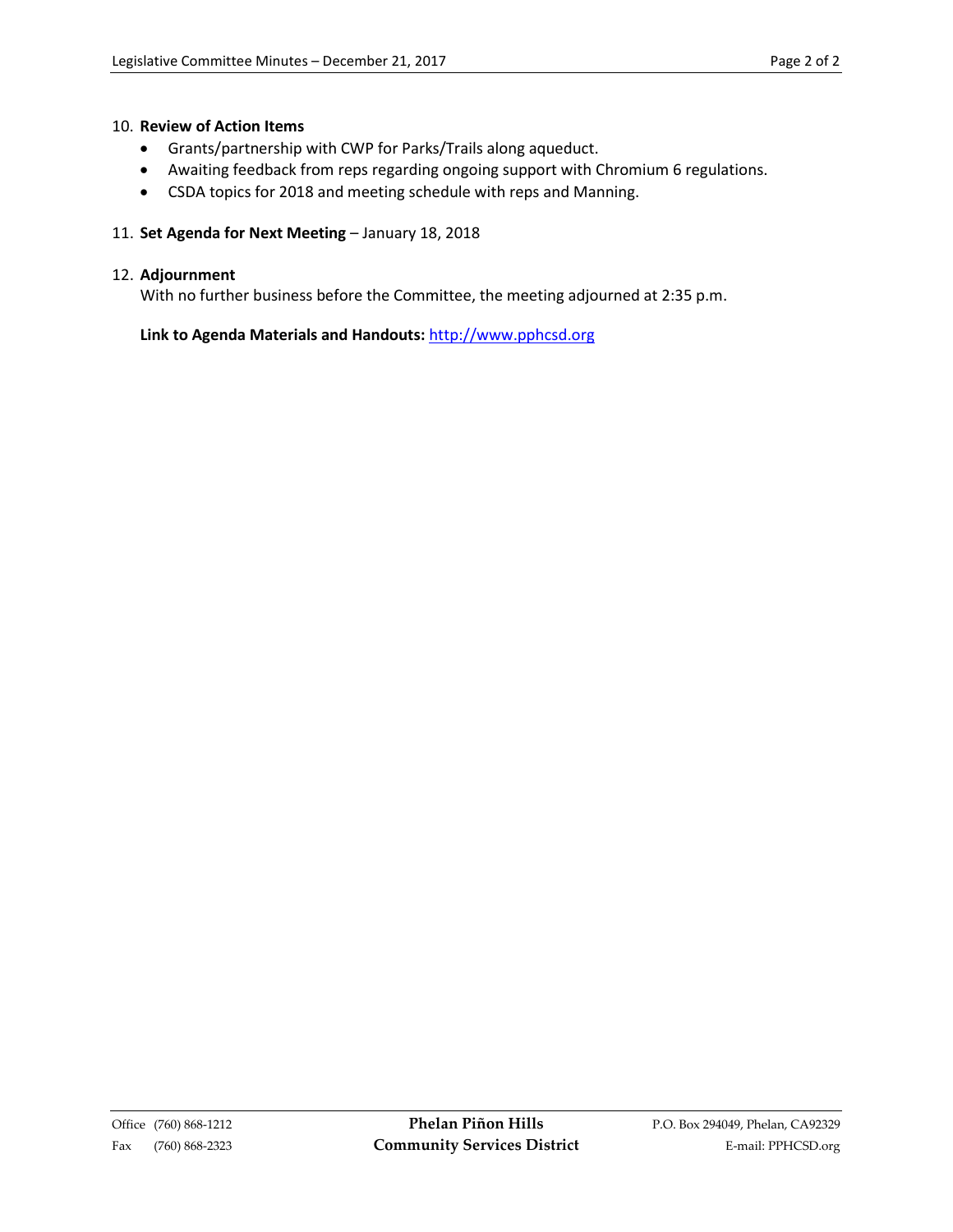10. **Review of Action Items**
    - Grants/partnership with CWP for Parks/Trails along aqueduct.
    - Awaiting feedback from reps regarding ongoing support with Chromium 6 regulations.
    - CSDA topics for 2018 and meeting schedule with reps and Manning.

11. **Set Agenda for Next Meeting** – January 18, 2018

12. **Adjournment**
    With no further business before the Committee, the meeting adjourned at 2:35 p.m.

    **Link to Agenda Materials and Handouts:** [http://www.pphcsd.org](http://www.pphcsd.org)